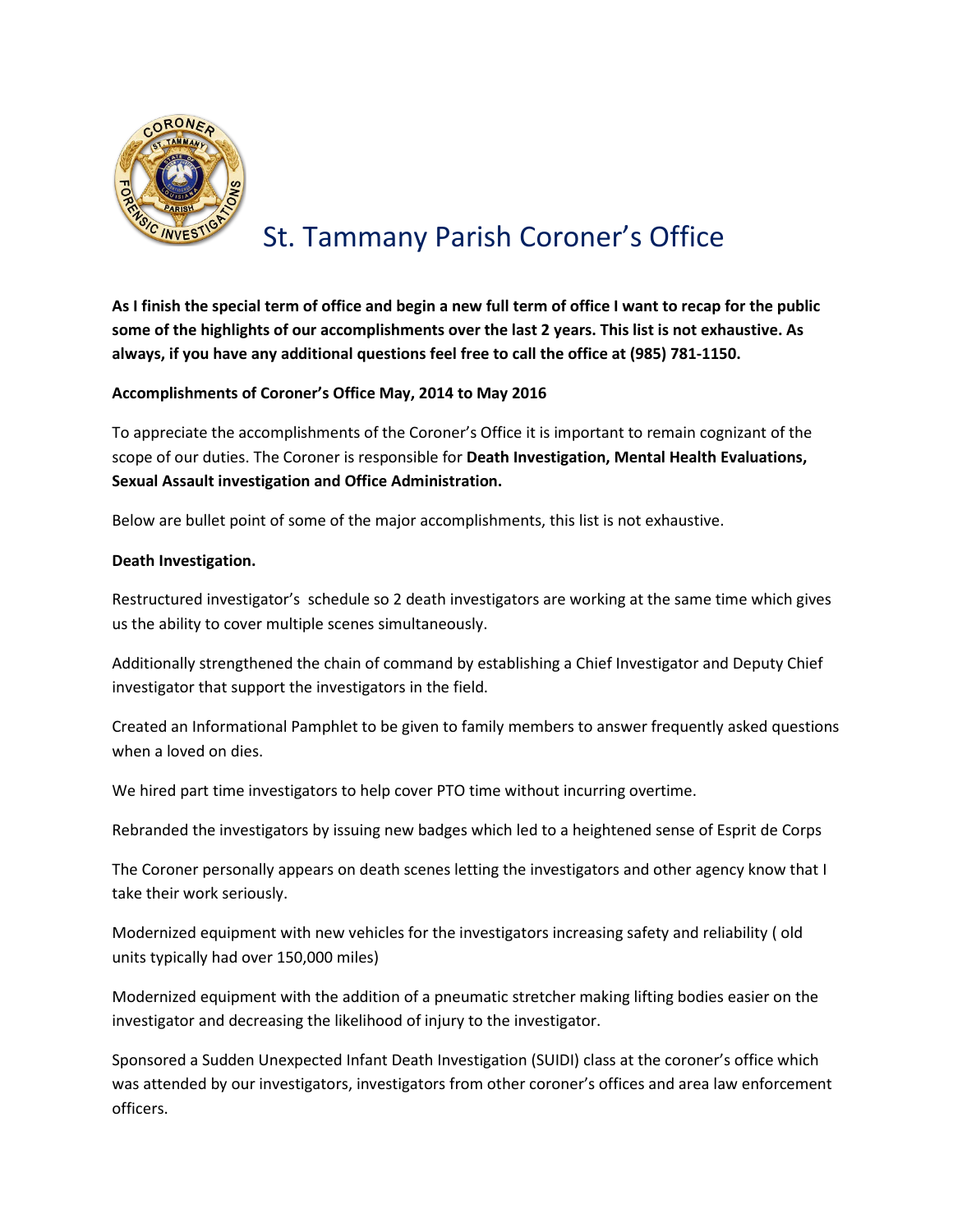# St. Tammany Parish Coroner's Office

**As I finish the special term of office and begin a new full term of office I want to recap for the public some of the highlights of our accomplishments over the last 2 years. This list is not exhaustive. As always, if you have any additional questions feel free to call the office at (985) 781-1150.**

**Accomplishments of Coroner's Office May, 2014 to May 2016**

To appreciate the accomplishments of the Coroner's Office it is important to remain cognizant of the scope of our duties. The Coroner is responsible for **Death Investigation, Mental Health Evaluations, Sexual Assault investigation and Office Administration.**

Below are bullet point of some of the major accomplishments, this list is not exhaustive.

**Death Investigation.**

Restructured investigator's schedule so 2 death investigators are working at the same time which gives us the ability to cover multiple scenes simultaneously.

Additionally strengthened the chain of command by establishing a Chief Investigator and Deputy Chief investigator that support the investigators in the field.

Created an Informational Pamphlet to be given to family members to answer frequently asked questions when a loved on dies.

We hired part time investigators to help cover PTO time without incurring overtime.

Rebranded the investigators by issuing new badges which led to a heightened sense of Esprit de Corps

The Coroner personally appears on death scenes letting the investigators and other agency know that I take their work seriously.

Modernized equipment with new vehicles for the investigators increasing safety and reliability ( old units typically had over 150,000 miles)

Modernized equipment with the addition of a pneumatic stretcher making lifting bodies easier on the investigator and decreasing the likelihood of injury to the investigator.

Sponsored a Sudden Unexpected Infant Death Investigation (SUIDI) class at the coroner's office which was attended by our investigators, investigators from other coroner's offices and area law enforcement officers.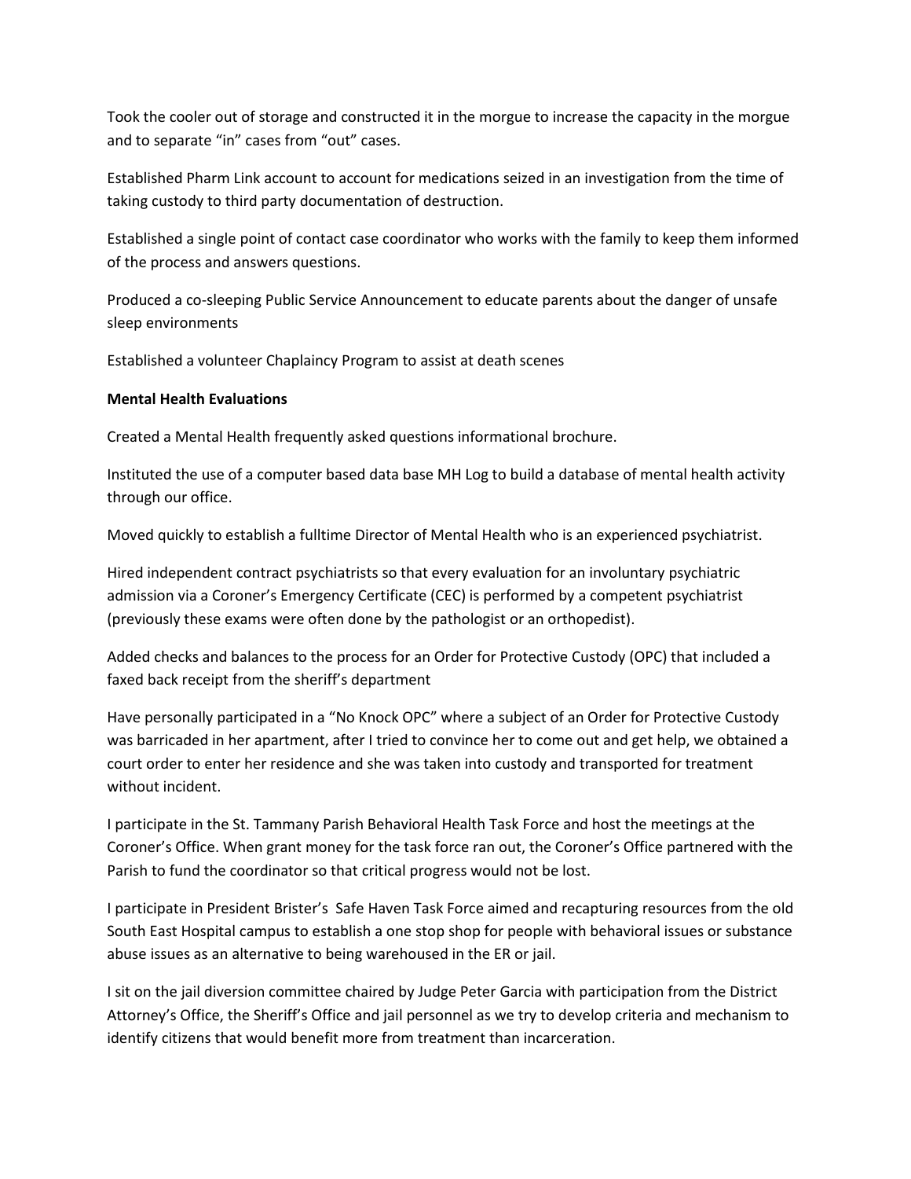Took the cooler out of storage and constructed it in the morgue to increase the capacity in the morgue and to separate “in” cases from “out” cases.

Established Pharm Link account to account for medications seized in an investigation from the time of taking custody to third party documentation of destruction.

Established a single point of contact case coordinator who works with the family to keep them informed of the process and answers questions.

Produced a co-sleeping Public Service Announcement to educate parents about the danger of unsafe sleep environments

Established a volunteer Chaplaincy Program to assist at death scenes

**Mental Health Evaluations**

Created a Mental Health frequently asked questions informational brochure.

Instituted the use of a computer based data base MH Log to build a database of mental health activity through our office.

Moved quickly to establish a fulltime Director of Mental Health who is an experienced psychiatrist.

Hired independent contract psychiatrists so that every evaluation for an involuntary psychiatric admission via a Coroner’s Emergency Certificate (CEC) is performed by a competent psychiatrist (previously these exams were often done by the pathologist or an orthopedist).

Added checks and balances to the process for an Order for Protective Custody (OPC) that included a faxed back receipt from the sheriff’s department

Have personally participated in a “No Knock OPC” where a subject of an Order for Protective Custody was barricaded in her apartment, after I tried to convince her to come out and get help, we obtained a court order to enter her residence and she was taken into custody and transported for treatment without incident.

I participate in the St. Tammany Parish Behavioral Health Task Force and host the meetings at the Coroner’s Office. When grant money for the task force ran out, the Coroner’s Office partnered with the Parish to fund the coordinator so that critical progress would not be lost.

I participate in President Brister’s Safe Haven Task Force aimed and recapturing resources from the old South East Hospital campus to establish a one stop shop for people with behavioral issues or substance abuse issues as an alternative to being warehoused in the ER or jail.

I sit on the jail diversion committee chaired by Judge Peter Garcia with participation from the District Attorney’s Office, the Sheriff’s Office and jail personnel as we try to develop criteria and mechanism to identify citizens that would benefit more from treatment than incarceration.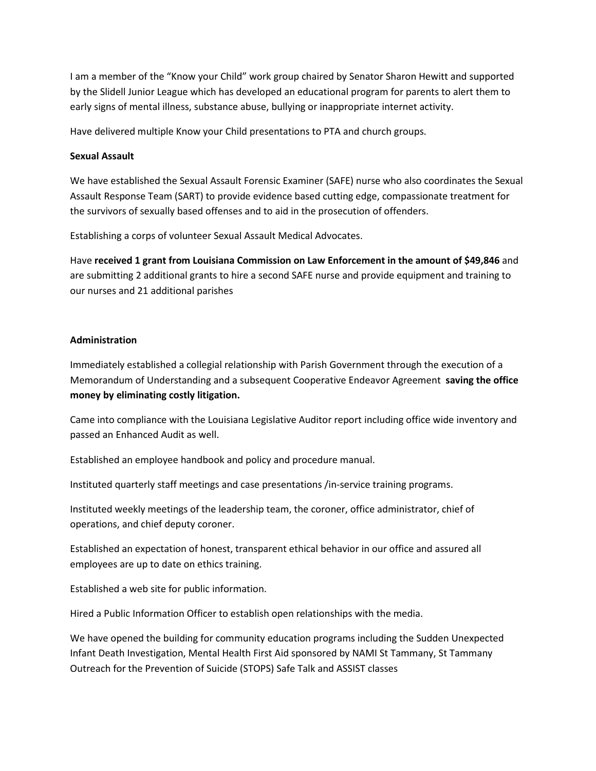I am a member of the "Know your Child" work group chaired by Senator Sharon Hewitt and supported by the Slidell Junior League which has developed an educational program for parents to alert them to early signs of mental illness, substance abuse, bullying or inappropriate internet activity.

Have delivered multiple Know your Child presentations to PTA and church groups.

**Sexual Assault**

We have established the Sexual Assault Forensic Examiner (SAFE) nurse who also coordinates the Sexual Assault Response Team (SART) to provide evidence based cutting edge, compassionate treatment for the survivors of sexually based offenses and to aid in the prosecution of offenders.

Establishing a corps of volunteer Sexual Assault Medical Advocates.

Have **received 1 grant from Louisiana Commission on Law Enforcement in the amount of $49,846** and are submitting 2 additional grants to hire a second SAFE nurse and provide equipment and training to our nurses and 21 additional parishes

**Administration**

Immediately established a collegial relationship with Parish Government through the execution of a Memorandum of Understanding and a subsequent Cooperative Endeavor Agreement **saving the office money by eliminating costly litigation.**

Came into compliance with the Louisiana Legislative Auditor report including office wide inventory and passed an Enhanced Audit as well.

Established an employee handbook and policy and procedure manual.

Instituted quarterly staff meetings and case presentations /in-service training programs.

Instituted weekly meetings of the leadership team, the coroner, office administrator, chief of operations, and chief deputy coroner.

Established an expectation of honest, transparent ethical behavior in our office and assured all employees are up to date on ethics training.

Established a web site for public information.

Hired a Public Information Officer to establish open relationships with the media.

We have opened the building for community education programs including the Sudden Unexpected Infant Death Investigation, Mental Health First Aid sponsored by NAMI St Tammany, St Tammany Outreach for the Prevention of Suicide (STOPS) Safe Talk and ASSIST classes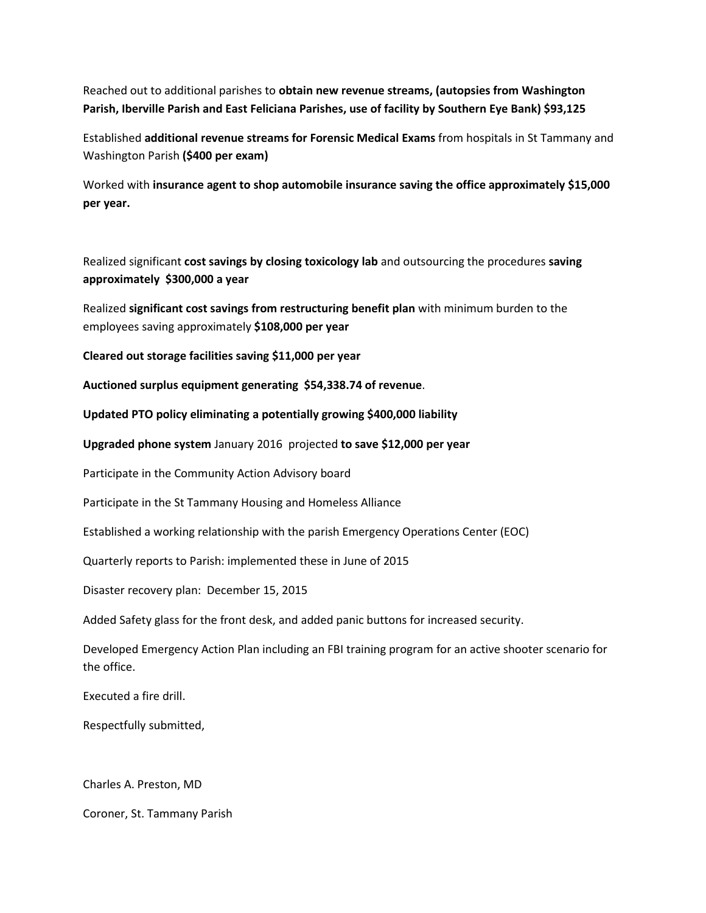Reached out to additional parishes to **obtain new revenue streams, (autopsies from Washington Parish, Iberville Parish and East Feliciana Parishes, use of facility by Southern Eye Bank) $93,125**

Established **additional revenue streams for Forensic Medical Exams** from hospitals in St Tammany and Washington Parish **($400 per exam)**

Worked with **insurance agent to shop automobile insurance saving the office approximately $15,000 per year.**

Realized significant **cost savings by closing toxicology lab** and outsourcing the procedures **saving approximately $300,000 a year**

Realized **significant cost savings from restructuring benefit plan** with minimum burden to the employees saving approximately **$108,000 per year**

**Cleared out storage facilities saving $11,000 per year**

**Auctioned surplus equipment generating $54,338.74 of revenue**.

**Updated PTO policy eliminating a potentially growing $400,000 liability**

**Upgraded phone system** January 2016 projected **to save $12,000 per year**

Participate in the Community Action Advisory board

Participate in the St Tammany Housing and Homeless Alliance

Established a working relationship with the parish Emergency Operations Center (EOC)

Quarterly reports to Parish: implemented these in June of 2015

Disaster recovery plan: December 15, 2015

Added Safety glass for the front desk, and added panic buttons for increased security.

Developed Emergency Action Plan including an FBI training program for an active shooter scenario for the office.

Executed a fire drill.

Respectfully submitted,

Charles A. Preston, MD

Coroner, St. Tammany Parish